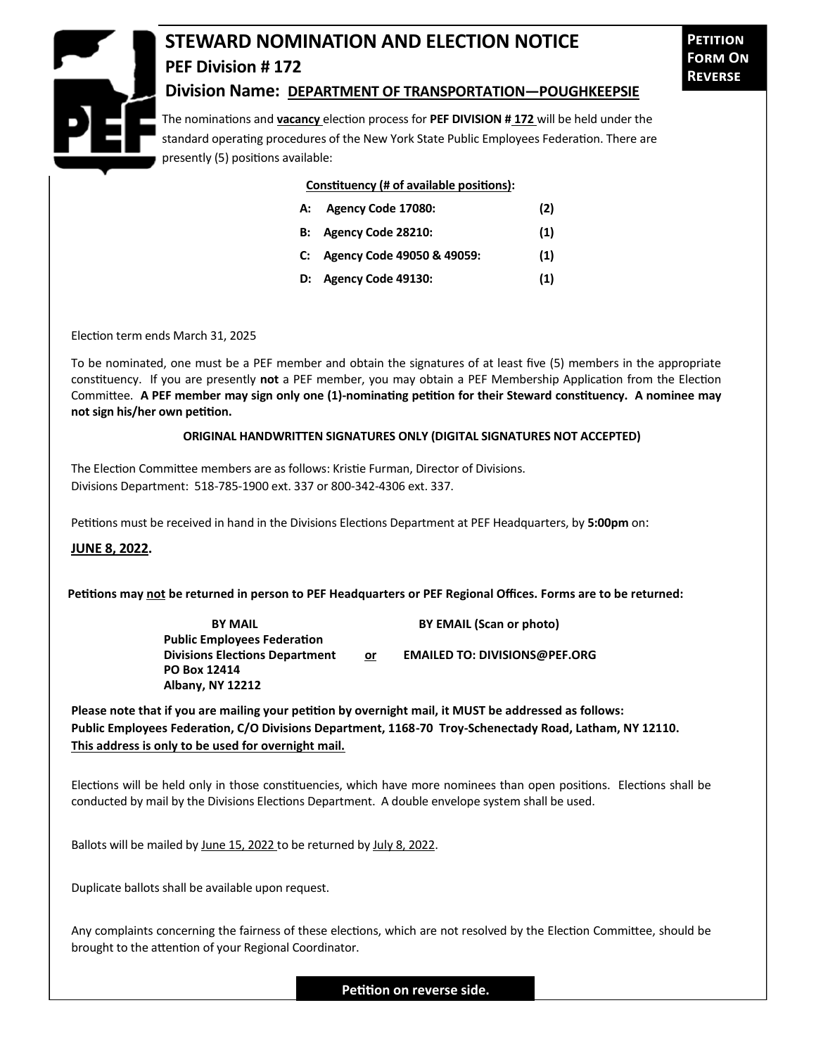# STEWARD NOMINATION AND ELECTION NOTICE

**PETITION FORM ON REVERSE**

## PEF Division # 172

## Division Name: <u>DEPARTMENT OF TRANSPORTATION—POUGHKEEPSIE</u>

The nominations and **<u>vacancy</u>** election process for **PEF DIVISION # <u>172</u>** will be held under the standard operating procedures of the New York State Public Employees Federation. There are presently (5) positions available:

**<u>Constituency (# of available positions)</u>:**

| | Constituency | Positions |
|---|---|---|
| **A:** | **Agency Code 17080:** | **(2)** |
| **B:** | **Agency Code 28210:** | **(1)** |
| **C:** | **Agency Code 49050 & 49059:** | **(1)** |
| **D:** | **Agency Code 49130:** | **(1)** |

Election term ends March 31, 2025

To be nominated, one must be a PEF member and obtain the signatures of at least five (5) members in the appropriate constituency. If you are presently **not** a PEF member, you may obtain a PEF Membership Application from the Election Committee. **A PEF member may sign only one (1)-nominating petition for their Steward constituency. A nominee may not sign his/her own petition.**

**ORIGINAL HANDWRITTEN SIGNATURES ONLY (DIGITAL SIGNATURES NOT ACCEPTED)**

The Election Committee members are as follows: Kristie Furman, Director of Divisions.
Divisions Department: 518-785-1900 ext. 337 or 800-342-4306 ext. 337.

Petitions must be received in hand in the Divisions Elections Department at PEF Headquarters, by **5:00pm** on:

**<u>JUNE 8, 2022</u>.**

**Petitions may <u>not</u> be returned in person to PEF Headquarters or PEF Regional Offices. Forms are to be returned:**

**BY MAIL**
**Public Employees Federation**
**Divisions Elections Department**
**PO Box 12414**
**Albany, NY 12212**

**<u>or</u>**

**BY EMAIL (Scan or photo)**
**EMAILED TO: DIVISIONS@PEF.ORG**

**Please note that if you are mailing your petition by overnight mail, it MUST be addressed as follows: Public Employees Federation, C/O Divisions Department, 1168-70 Troy-Schenectady Road, Latham, NY 12110. <u>This address is only to be used for overnight mail.</u>**

Elections will be held only in those constituencies, which have more nominees than open positions. Elections shall be conducted by mail by the Divisions Elections Department. A double envelope system shall be used.

Ballots will be mailed by <u>June 15, 2022</u> to be returned by <u>July 8, 2022</u>.

Duplicate ballots shall be available upon request.

Any complaints concerning the fairness of these elections, which are not resolved by the Election Committee, should be brought to the attention of your Regional Coordinator.

**Petition on reverse side.**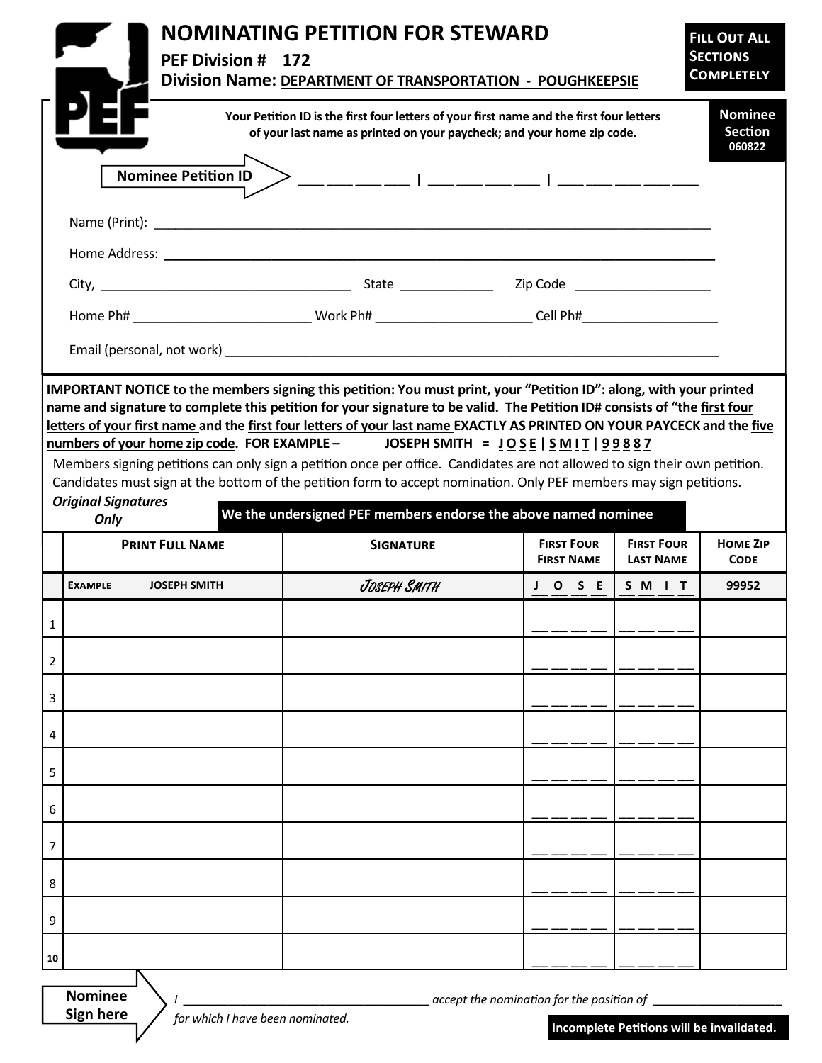# NOMINATING PETITION FOR STEWARD

**PEF Division # 172**

**Division Name: DEPARTMENT OF TRANSPORTATION - POUGHKEEPSIE**

**FILL OUT ALL SECTIONS COMPLETELY**

**Nominee Section**
060822

**Your Petition ID is the first four letters of your first name and the first four letters of your last name as printed on your paycheck; and your home zip code.**

**Nominee Petition ID** ___ ___ ___ ___ | ___ ___ ___ ___ | ___ ___ ___ ___ ___

Name (Print): ____________________________________________

Home Address: ____________________________________________

City, ______________________ State __________ Zip Code ______________

Home Ph# ________________ Work Ph# ________________ Cell Ph# ________________

Email (personal, not work) ____________________________________________

**IMPORTANT NOTICE to the members signing this petition: You must print, your "Petition ID": along, with your printed name and signature to complete this petition for your signature to be valid. The Petition ID# consists of "the first four letters of your first name and the first four letters of your last name EXACTLY AS PRINTED ON YOUR PAYCECK and the five numbers of your home zip code. FOR EXAMPLE – JOSEPH SMITH = J O S E | S M I T | 9 9 8 8 7**

Members signing petitions can only sign a petition once per office. Candidates are not allowed to sign their own petition. Candidates must sign at the bottom of the petition form to accept nomination. Only PEF members may sign petitions.

***Original Signatures Only***

**We the undersigned PEF members endorse the above named nominee**

| | Print Full Name | Signature | First Four First Name | First Four Last Name | Home Zip Code |
|---|---|---|---|---|---|
| | EXAMPLE JOSEPH SMITH | *Joseph Smith* | J O S E | S M I T | 99952 |
| 1 | | | | | |
| 2 | | | | | |
| 3 | | | | | |
| 4 | | | | | |
| 5 | | | | | |
| 6 | | | | | |
| 7 | | | | | |
| 8 | | | | | |
| 9 | | | | | |
| 10 | | | | | |

**Nominee Sign here** *I ______________________ accept the nomination for the position of ______________ for which I have been nominated.*

**Incomplete Petitions will be invalidated.**